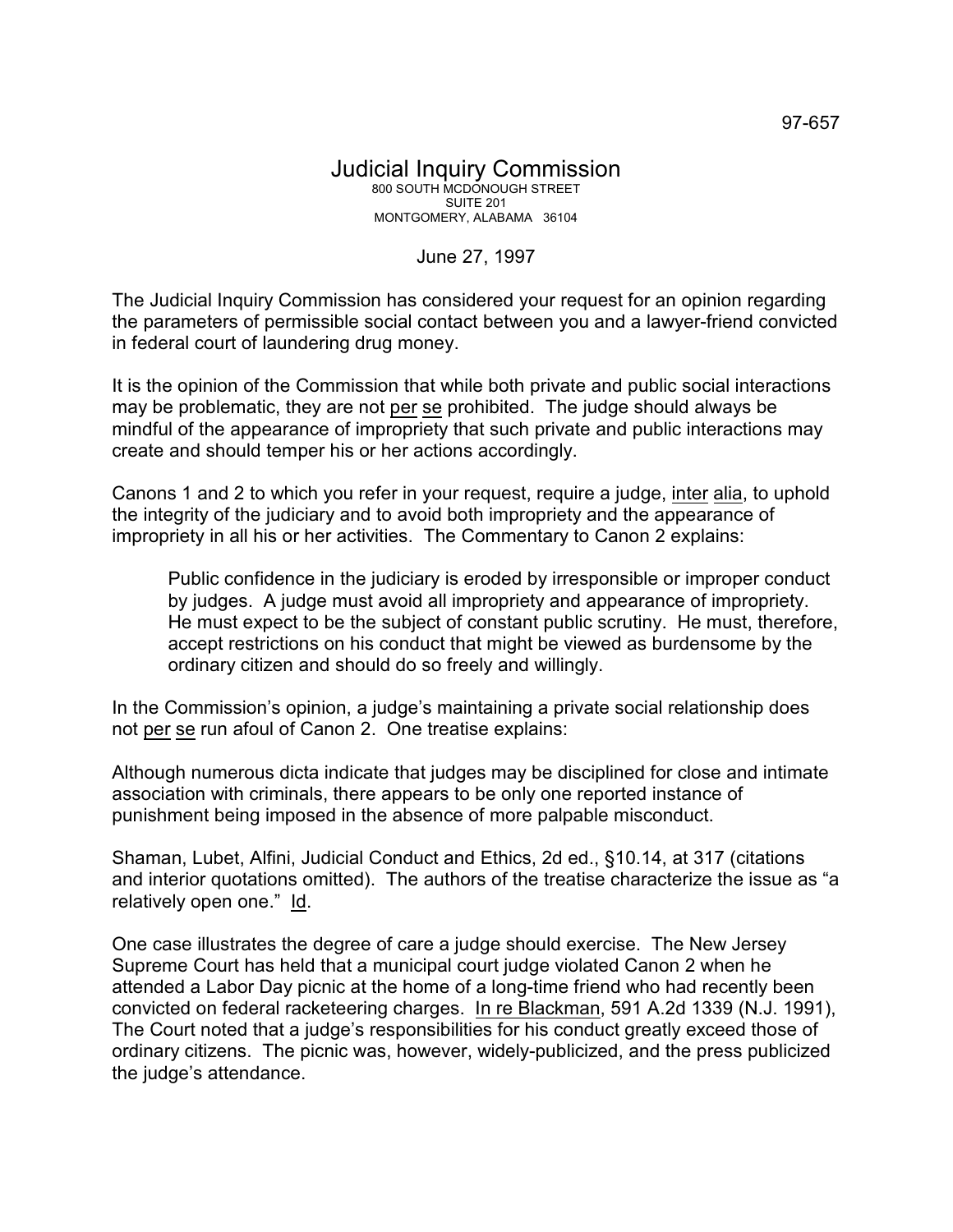97-657

# Judicial Inquiry Commission

800 SOUTH MCDONOUGH STREET
SUITE 201
MONTGOMERY, ALABAMA 36104

June 27, 1997

The Judicial Inquiry Commission has considered your request for an opinion regarding the parameters of permissible social contact between you and a lawyer-friend convicted in federal court of laundering drug money.

It is the opinion of the Commission that while both private and public social interactions may be problematic, they are not per se prohibited. The judge should always be mindful of the appearance of impropriety that such private and public interactions may create and should temper his or her actions accordingly.

Canons 1 and 2 to which you refer in your request, require a judge, inter alia, to uphold the integrity of the judiciary and to avoid both impropriety and the appearance of impropriety in all his or her activities. The Commentary to Canon 2 explains:

> Public confidence in the judiciary is eroded by irresponsible or improper conduct by judges. A judge must avoid all impropriety and appearance of impropriety. He must expect to be the subject of constant public scrutiny. He must, therefore, accept restrictions on his conduct that might be viewed as burdensome by the ordinary citizen and should do so freely and willingly.

In the Commission's opinion, a judge's maintaining a private social relationship does not per se run afoul of Canon 2. One treatise explains:

Although numerous dicta indicate that judges may be disciplined for close and intimate association with criminals, there appears to be only one reported instance of punishment being imposed in the absence of more palpable misconduct.

Shaman, Lubet, Alfini, Judicial Conduct and Ethics, 2d ed., §10.14, at 317 (citations and interior quotations omitted). The authors of the treatise characterize the issue as "a relatively open one." Id.

One case illustrates the degree of care a judge should exercise. The New Jersey Supreme Court has held that a municipal court judge violated Canon 2 when he attended a Labor Day picnic at the home of a long-time friend who had recently been convicted on federal racketeering charges. In re Blackman, 591 A.2d 1339 (N.J. 1991), The Court noted that a judge's responsibilities for his conduct greatly exceed those of ordinary citizens. The picnic was, however, widely-publicized, and the press publicized the judge's attendance.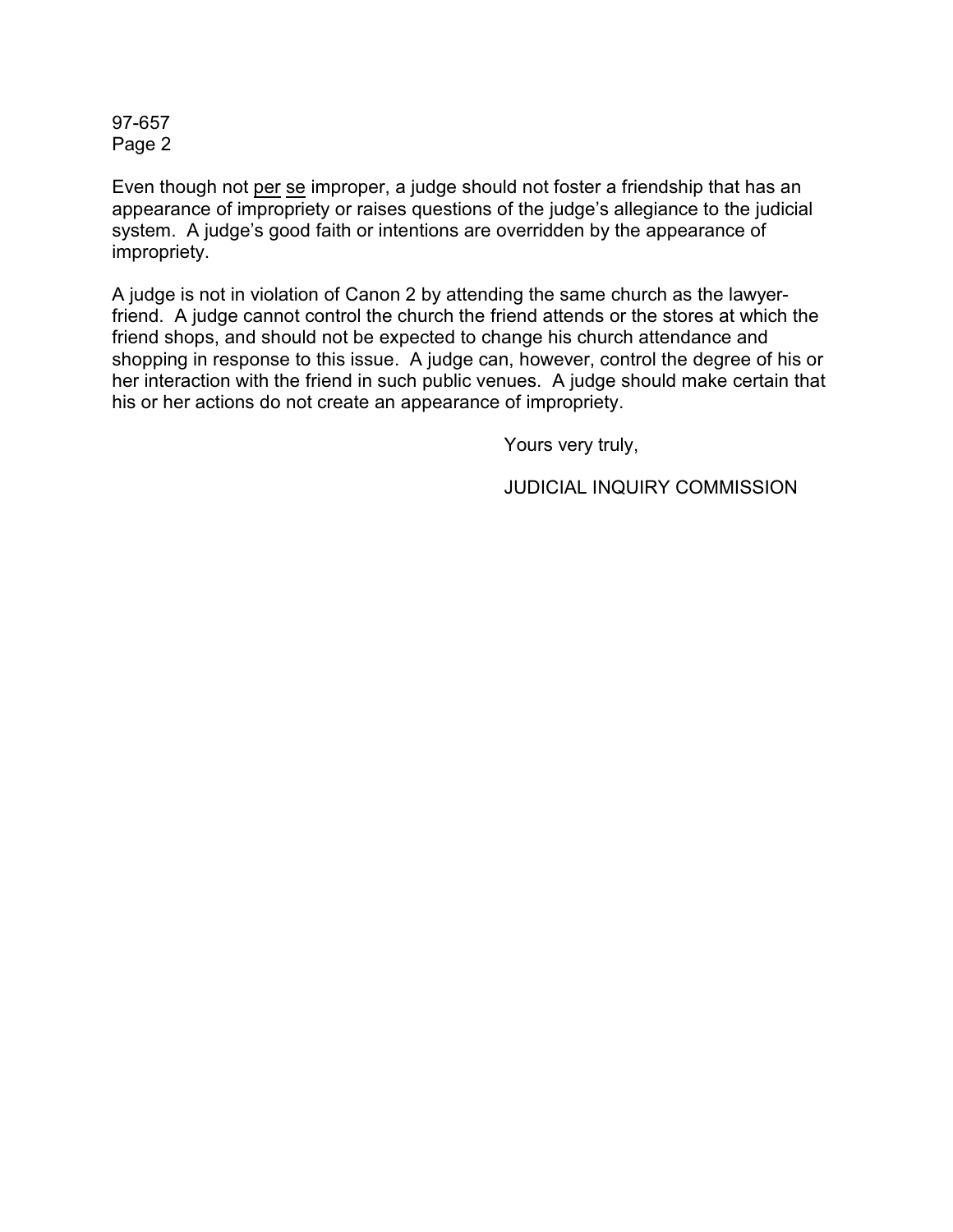Even though not per se improper, a judge should not foster a friendship that has an appearance of impropriety or raises questions of the judge's allegiance to the judicial system. A judge's good faith or intentions are overridden by the appearance of impropriety.

A judge is not in violation of Canon 2 by attending the same church as the lawyer-friend. A judge cannot control the church the friend attends or the stores at which the friend shops, and should not be expected to change his church attendance and shopping in response to this issue. A judge can, however, control the degree of his or her interaction with the friend in such public venues. A judge should make certain that his or her actions do not create an appearance of impropriety.

Yours very truly,

JUDICIAL INQUIRY COMMISSION